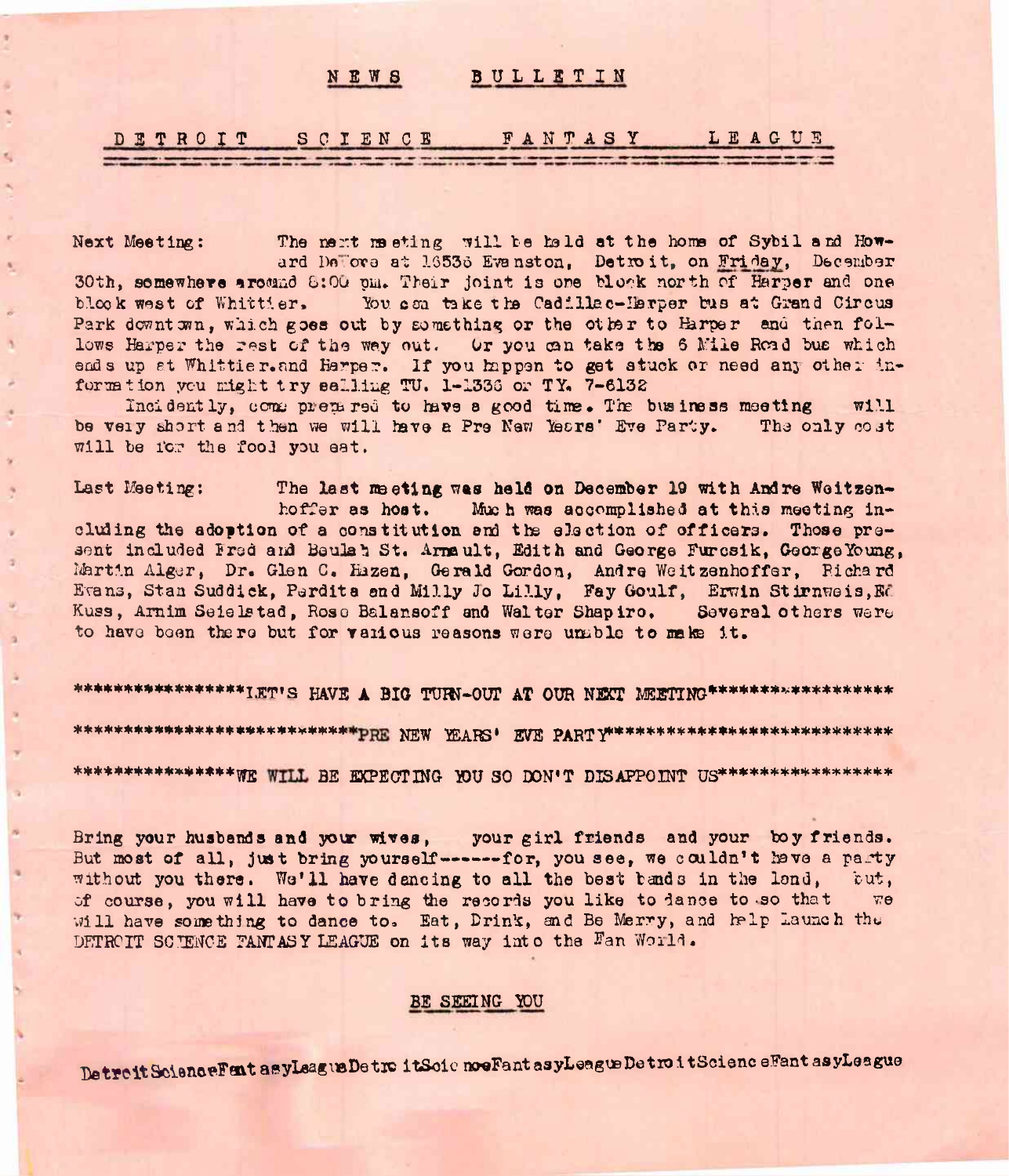# NEWS BULLETIN

## DETROIT SCIENCE FANTASY LEAGUE

Next Meeting: The next meeting will be held at the home of Sybil and Howard DeVore at 16536 Evanston, Detroit, on Friday, December 30th, somewhere around 8:00 pm. Their joint is one block north of Harper and one block west of Whittier. You can take the Cadillac-Harper bus at Grand Circus Park downtown, which goes out by something or the other to Harper and then follows Harper the rest of the way out. Or you can take the 6 Mile Road bus which ends up at Whittier and Harper. If you happen to get stuck or need any other information you might try calling TU. 1-1336 or TY. 7-6132

Incidently, come prepared to have a good time. The business meeting will be very short and then we will have a Pre New Years' Eve Party. The only cost will be for the food you eat.

Last Meeting: The last meeting was held on December 19 with Andre Weitzenhoffer as host. Much was accomplished at this meeting including the adoption of a constitution and the election of officers. Those present included Fred and Beulah St. Arnault, Edith and George Furcsik, George Young, Martin Alger, Dr. Glen C. Hazen, Gerald Gordon, Andre Weitzenhoffer, Richard Evans, Stan Suddick, Perdita and Milly Jo Lilly, Fay Goulf, Erwin Stirnweis, Ed Kuss, Arnim Seielstad, Rose Balansoff and Walter Shapiro. Several others were to have been there but for various reasons were unable to make it.

****************LET'S HAVE A BIG TURN-OUT AT OUR NEXT MEETING*****************

***************************PRE NEW YEARS' EVE PARTY***************************

***************WE WILL BE EXPECTING YOU SO DON'T DISAPPOINT US****************

Bring your husbands and your wives, your girl friends and your boy friends. But most of all, just bring yourself------for, you see, we couldn't have a party without you there. We'll have dancing to all the best bands in the land, but, of course, you will have to bring the records you like to dance to so that we will have something to dance to. Eat, Drink, and Be Merry, and help Launch the DETROIT SCIENCE FANTASY LEAGUE on its way into the Fan World.

BE SEEING YOU

DetroitScienceFantasyLeagueDetroitScienceFantasyLeagueDetroitScienceFantasyLeague